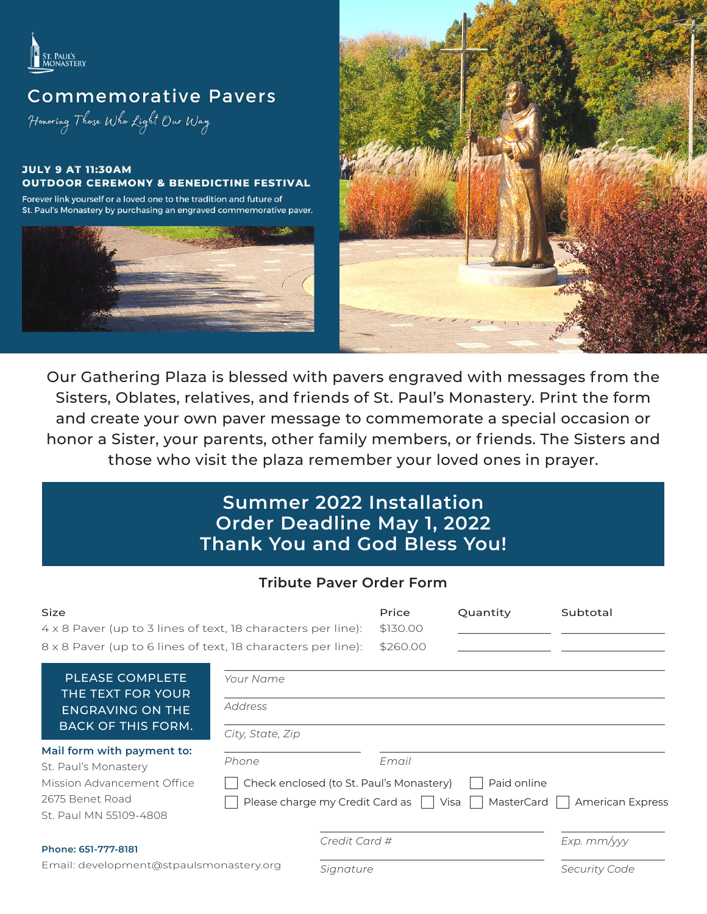ST. PAUL'S MONASTERY

# Commemorative Pavers

*Honoring Those Who Light Our Way*

**JULY 9 AT 11:30AM**
**OUTDOOR CEREMONY & BENEDICTINE FESTIVAL**

Forever link yourself or a loved one to the tradition and future of St. Paul's Monastery by purchasing an engraved commemorative paver.

Our Gathering Plaza is blessed with pavers engraved with messages from the Sisters, Oblates, relatives, and friends of St. Paul's Monastery. Print the form and create your own paver message to commemorate a special occasion or honor a Sister, your parents, other family members, or friends. The Sisters and those who visit the plaza remember your loved ones in prayer.

## Summer 2022 Installation
## Order Deadline May 1, 2022
## Thank You and God Bless You!

### Tribute Paver Order Form

| Size | Price | Quantity | Subtotal |
|---|---|---|---|
| 4 x 8 Paver (up to 3 lines of text, 18 characters per line): | $130.00 | ________ | ________ |
| 8 x 8 Paver (up to 6 lines of text, 18 characters per line): | $260.00 | ________ | ________ |

**PLEASE COMPLETE THE TEXT FOR YOUR ENGRAVING ON THE BACK OF THIS FORM.**

*Your Name* ______________________________

*Address* ______________________________

*City, State, Zip* ______________________________

*Phone* ______________ *Email* ______________

☐ Check enclosed (to St. Paul's Monastery) ☐ Paid online

☐ Please charge my Credit Card as ☐ Visa ☐ MasterCard ☐ American Express

*Credit Card #* ______________ *Exp. mm/yyy* ______________

*Signature* ______________ *Security Code* ______________

**Mail form with payment to:**
St. Paul's Monastery
Mission Advancement Office
2675 Benet Road
St. Paul MN 55109-4808

**Phone: 651-777-8181**
Email: development@stpaulsmonastery.org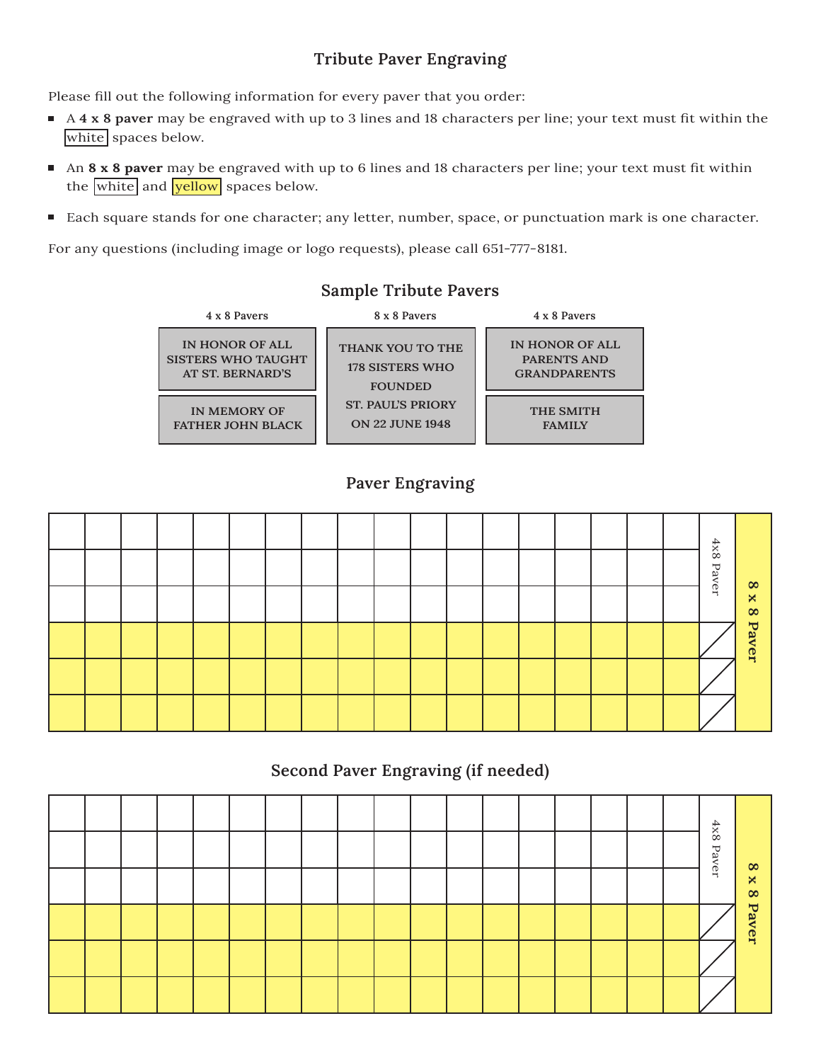## Tribute Paver Engraving

Please fill out the following information for every paver that you order:

- A **4 x 8 paver** may be engraved with up to 3 lines and 18 characters per line; your text must fit within the white spaces below.
- An **8 x 8 paver** may be engraved with up to 6 lines and 18 characters per line; your text must fit within the white and yellow spaces below.
- Each square stands for one character; any letter, number, space, or punctuation mark is one character.

For any questions (including image or logo requests), please call 651-777-8181.

### Sample Tribute Pavers

4 x 8 Pavers

IN HONOR OF ALL
SISTERS WHO TAUGHT
AT ST. BERNARD'S

IN MEMORY OF
FATHER JOHN BLACK

8 x 8 Pavers

THANK YOU TO THE
178 SISTERS WHO
FOUNDED
ST. PAUL'S PRIORY
ON 22 JUNE 1948

4 x 8 Pavers

IN HONOR OF ALL
PARENTS AND
GRANDPARENTS

THE SMITH
FAMILY

### Paver Engraving

| | | | | | | | | | | | | | | | | | | |
|---|---|---|---|---|---|---|---|---|---|---|---|---|---|---|---|---|---|---|
| | | | | | | | | | | | | | | | | | | 4x8 Paver |
| | | | | | | | | | | | | | | | | | | |
| | | | | | | | | | | | | | | | | | | |
| | | | | | | | | | | | | | | | | | | 8 x 8 Paver |
| | | | | | | | | | | | | | | | | | | |
| | | | | | | | | | | | | | | | | | | |

### Second Paver Engraving (if needed)

| | | | | | | | | | | | | | | | | | | |
|---|---|---|---|---|---|---|---|---|---|---|---|---|---|---|---|---|---|---|
| | | | | | | | | | | | | | | | | | | 4x8 Paver |
| | | | | | | | | | | | | | | | | | | |
| | | | | | | | | | | | | | | | | | | |
| | | | | | | | | | | | | | | | | | | 8 x 8 Paver |
| | | | | | | | | | | | | | | | | | | |
| | | | | | | | | | | | | | | | | | | |